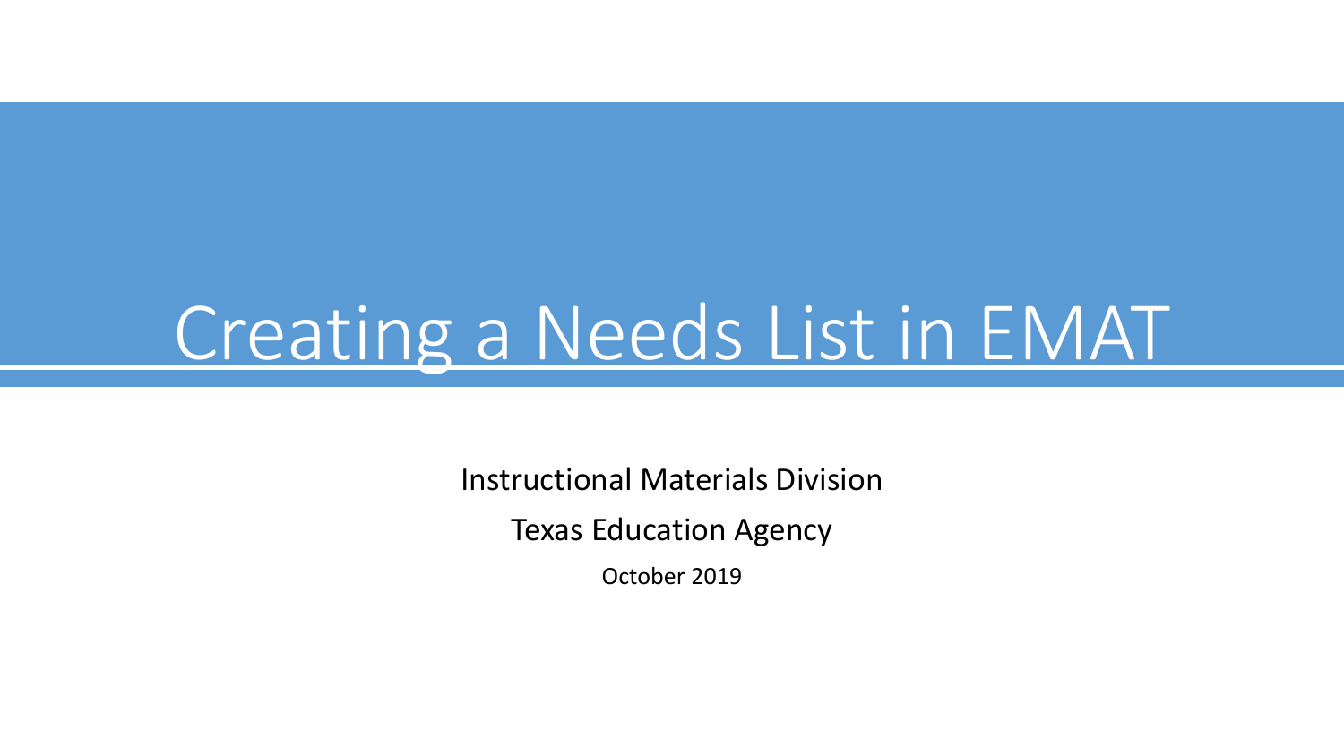# Creating a Needs List in EMAT

Instructional Materials Division

Texas Education Agency

October 2019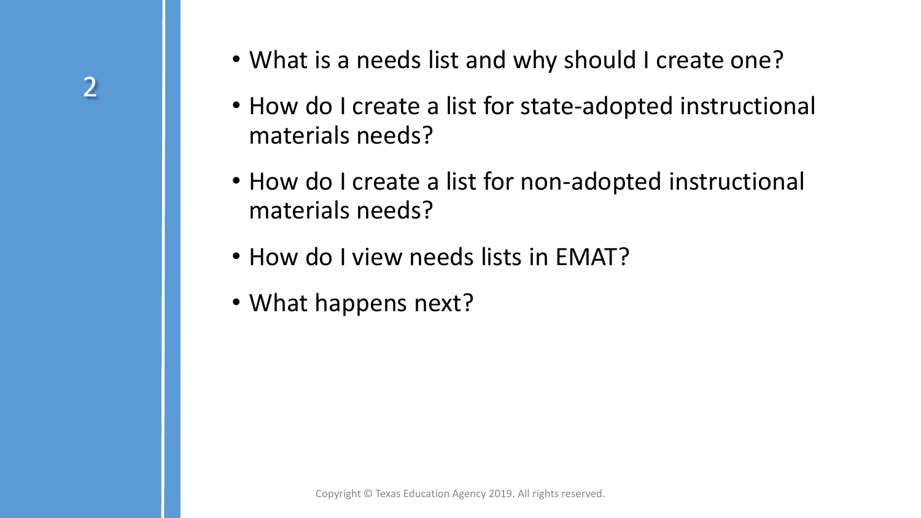- What is a needs list and why should I create one?
- How do I create a list for state-adopted instructional materials needs?
- How do I create a list for non-adopted instructional materials needs?
- How do I view needs lists in EMAT?
- What happens next?

Copyright © Texas Education Agency 2019. All rights reserved.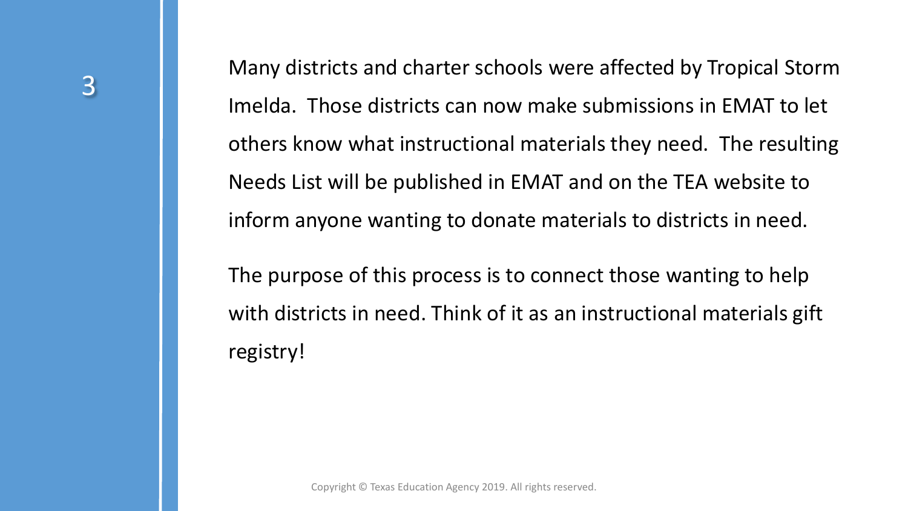Many districts and charter schools were affected by Tropical Storm Imelda. Those districts can now make submissions in EMAT to let others know what instructional materials they need. The resulting Needs List will be published in EMAT and on the TEA website to inform anyone wanting to donate materials to districts in need.

The purpose of this process is to connect those wanting to help with districts in need. Think of it as an instructional materials gift registry!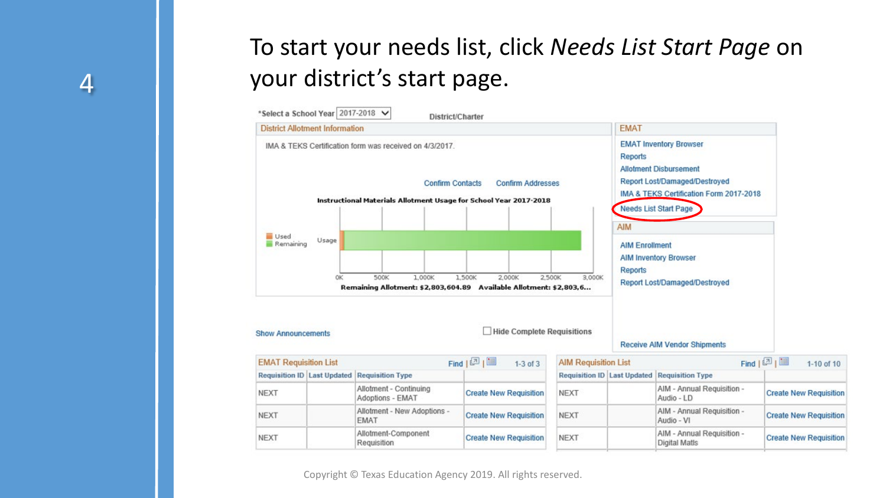To start your needs list, click *Needs List Start Page* on your district's start page.

*Select a School Year 2017-2018

District/Charter

**District Allotment Information**

IMA & TEKS Certification form was received on 4/3/2017.

Confirm Contacts | Confirm Addresses

**Instructional Materials Allotment Usage for School Year 2017-2018**

Remaining Allotment: $2,803,604.89 Available Allotment: $2,803,6...

**EMAT**

- EMAT Inventory Browser
- Reports
- Allotment Disbursement
- Report Lost/Damaged/Destroyed
- IMA & TEKS Certification Form 2017-2018
- Needs List Start Page

**AIM**

- AIM Enrollment
- AIM Inventory Browser
- Reports
- Report Lost/Damaged/Destroyed
- Receive AIM Vendor Shipments

Show Announcements

Hide Complete Requisitions

**EMAT Requisition List** (1-3 of 3)

| Requisition ID | Last Updated | Requisition Type | |
|---|---|---|---|
| NEXT | | Allotment - Continuing Adoptions - EMAT | Create New Requisition |
| NEXT | | Allotment - New Adoptions - EMAT | Create New Requisition |
| NEXT | | Allotment-Component Requisition | Create New Requisition |

**AIM Requisition List** (1-10 of 10)

| Requisition ID | Last Updated | Requisition Type | |
|---|---|---|---|
| NEXT | | AIM - Annual Requisition - Audio - LD | Create New Requisition |
| NEXT | | AIM - Annual Requisition - Audio - VI | Create New Requisition |
| NEXT | | AIM - Annual Requisition - Digital Matls | Create New Requisition |

Copyright © Texas Education Agency 2019. All rights reserved.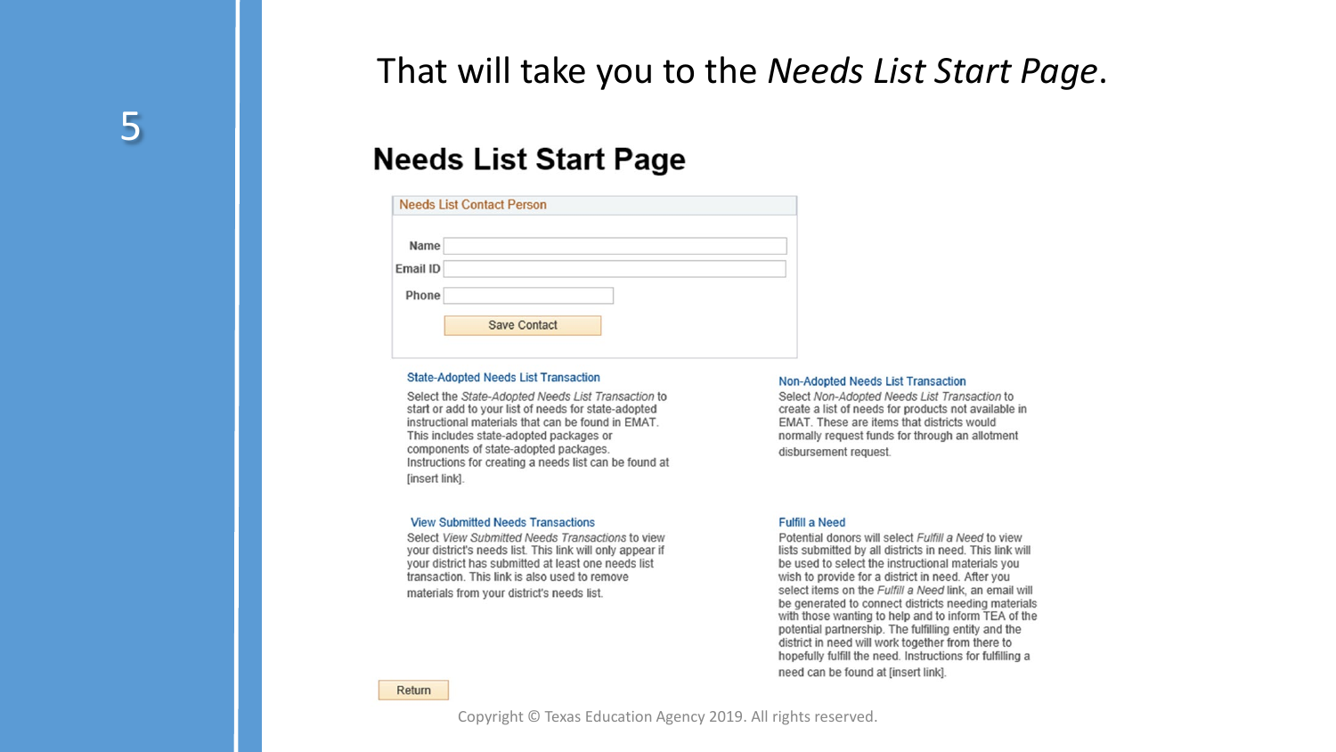That will take you to the *Needs List Start Page*.

# Needs List Start Page

**Needs List Contact Person**

Name

Email ID

Phone

Save Contact

**State-Adopted Needs List Transaction**

Select the *State-Adopted Needs List Transaction* to start or add to your list of needs for state-adopted instructional materials that can be found in EMAT. This includes state-adopted packages or components of state-adopted packages. Instructions for creating a needs list can be found at [insert link].

**Non-Adopted Needs List Transaction**

Select *Non-Adopted Needs List Transaction* to create a list of needs for products not available in EMAT. These are items that districts would normally request funds for through an allotment disbursement request.

**View Submitted Needs Transactions**

Select *View Submitted Needs Transactions* to view your district's needs list. This link will only appear if your district has submitted at least one needs list transaction. This link is also used to remove materials from your district's needs list.

**Fulfill a Need**

Potential donors will select *Fulfill a Need* to view lists submitted by all districts in need. This link will be used to select the instructional materials you wish to provide for a district in need. After you select items on the *Fulfill a Need* link, an email will be generated to connect districts needing materials with those wanting to help and to inform TEA of the potential partnership. The fulfilling entity and the district in need will work together from there to hopefully fulfill the need. Instructions for fulfilling a need can be found at [insert link].

Return

Copyright © Texas Education Agency 2019. All rights reserved.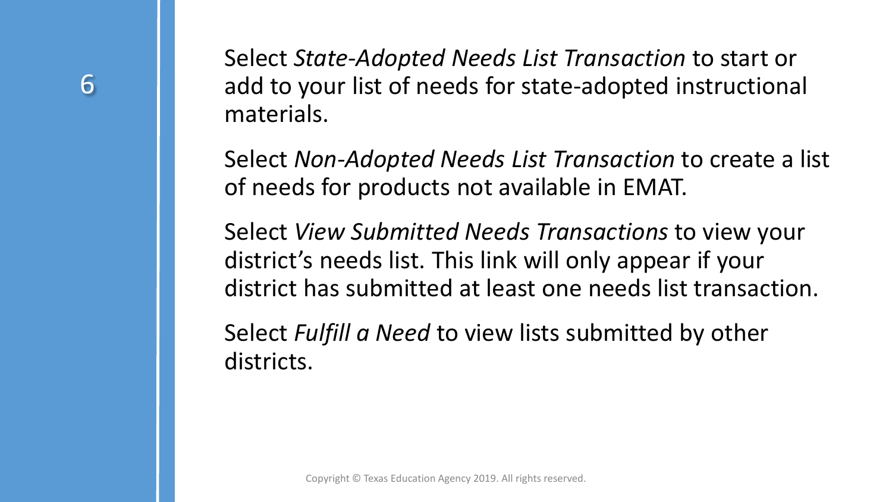Select *State-Adopted Needs List Transaction* to start or add to your list of needs for state-adopted instructional materials.

Select *Non-Adopted Needs List Transaction* to create a list of needs for products not available in EMAT.

Select *View Submitted Needs Transactions* to view your district's needs list. This link will only appear if your district has submitted at least one needs list transaction.

Select *Fulfill a Need* to view lists submitted by other districts.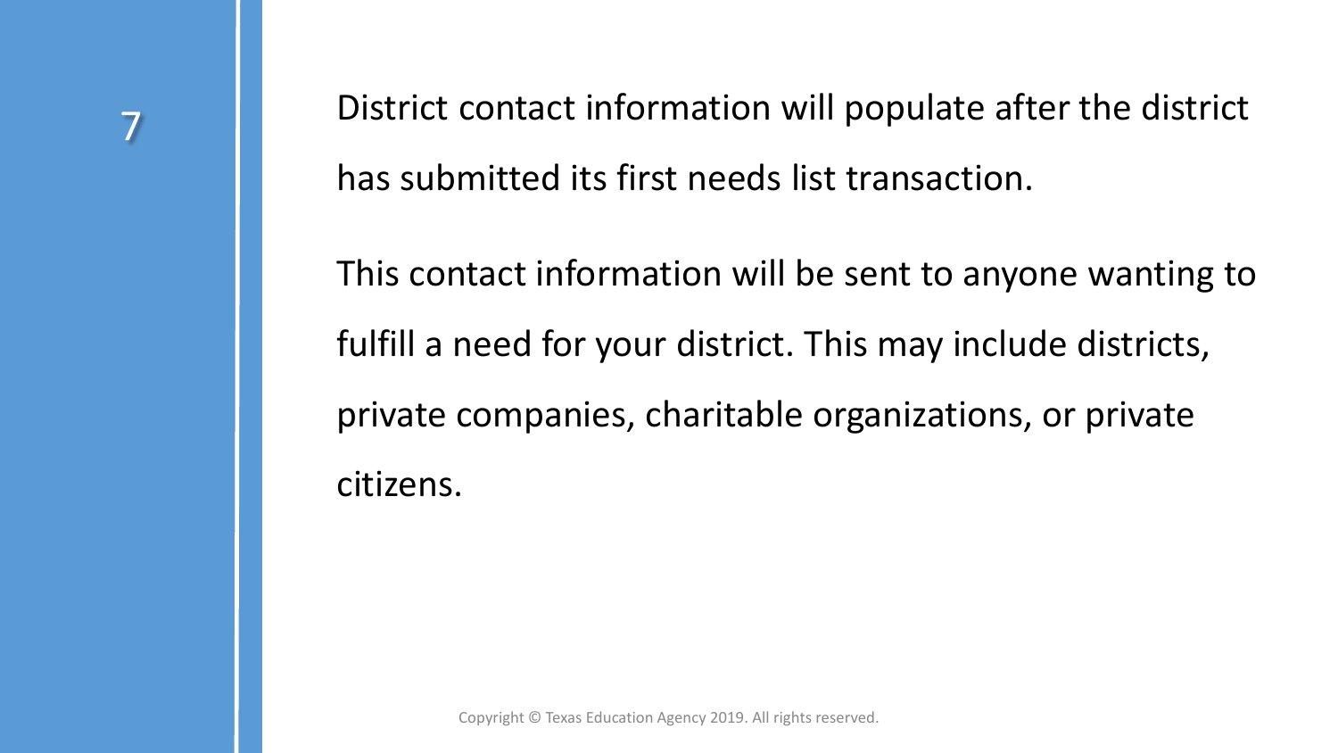District contact information will populate after the district has submitted its first needs list transaction.

This contact information will be sent to anyone wanting to fulfill a need for your district. This may include districts, private companies, charitable organizations, or private citizens.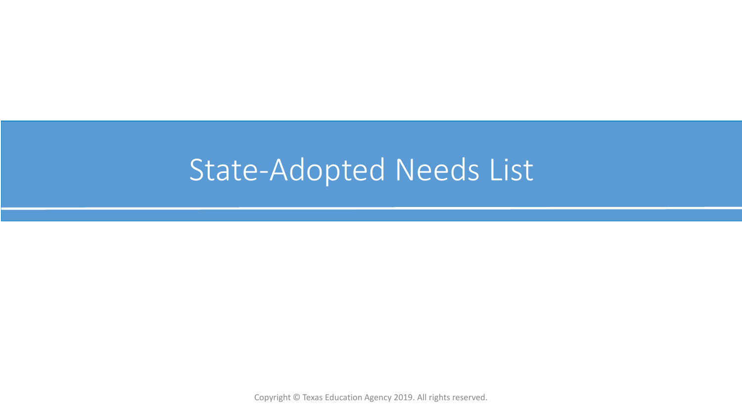# State-Adopted Needs List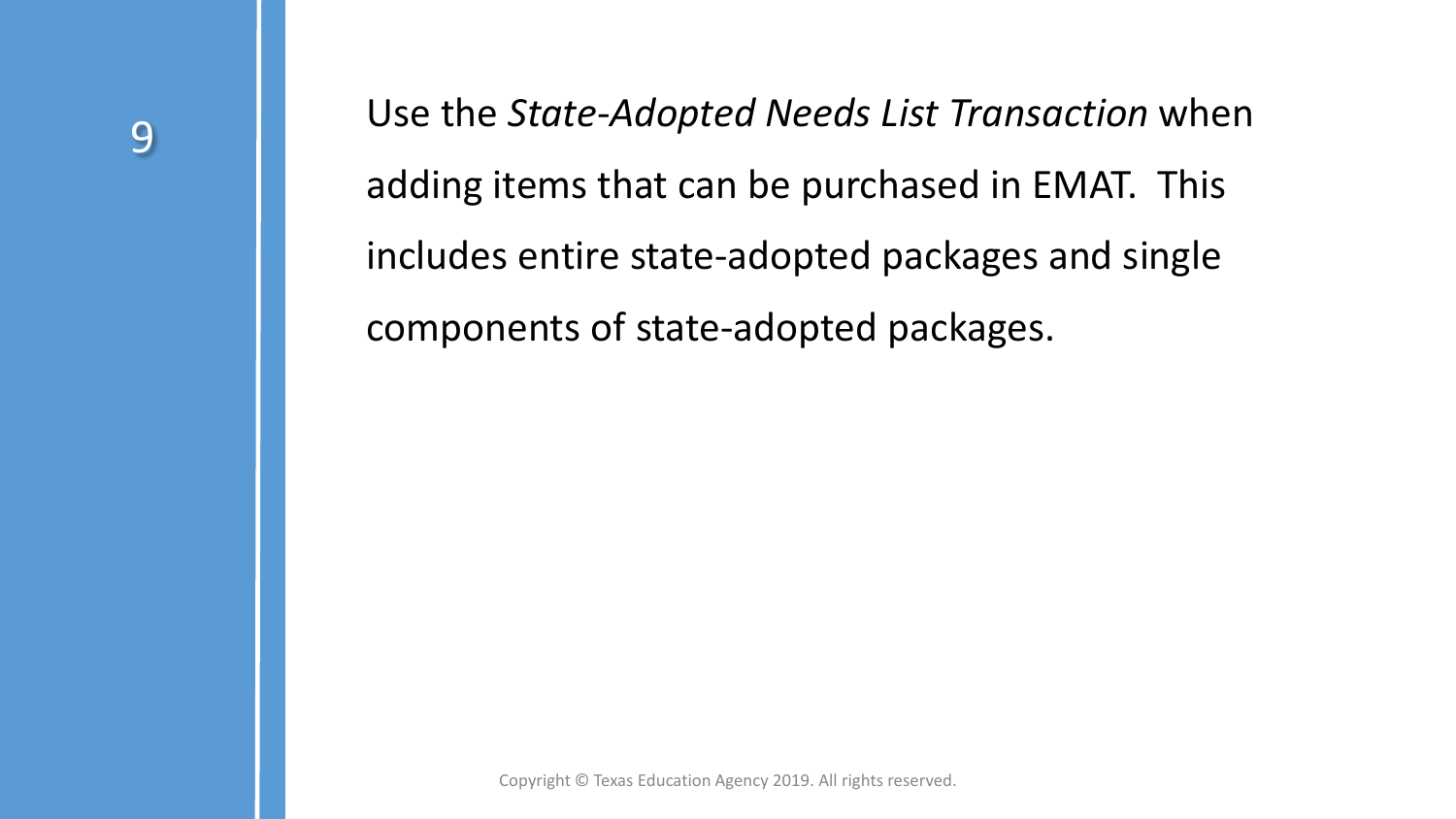Use the *State-Adopted Needs List Transaction* when adding items that can be purchased in EMAT. This includes entire state-adopted packages and single components of state-adopted packages.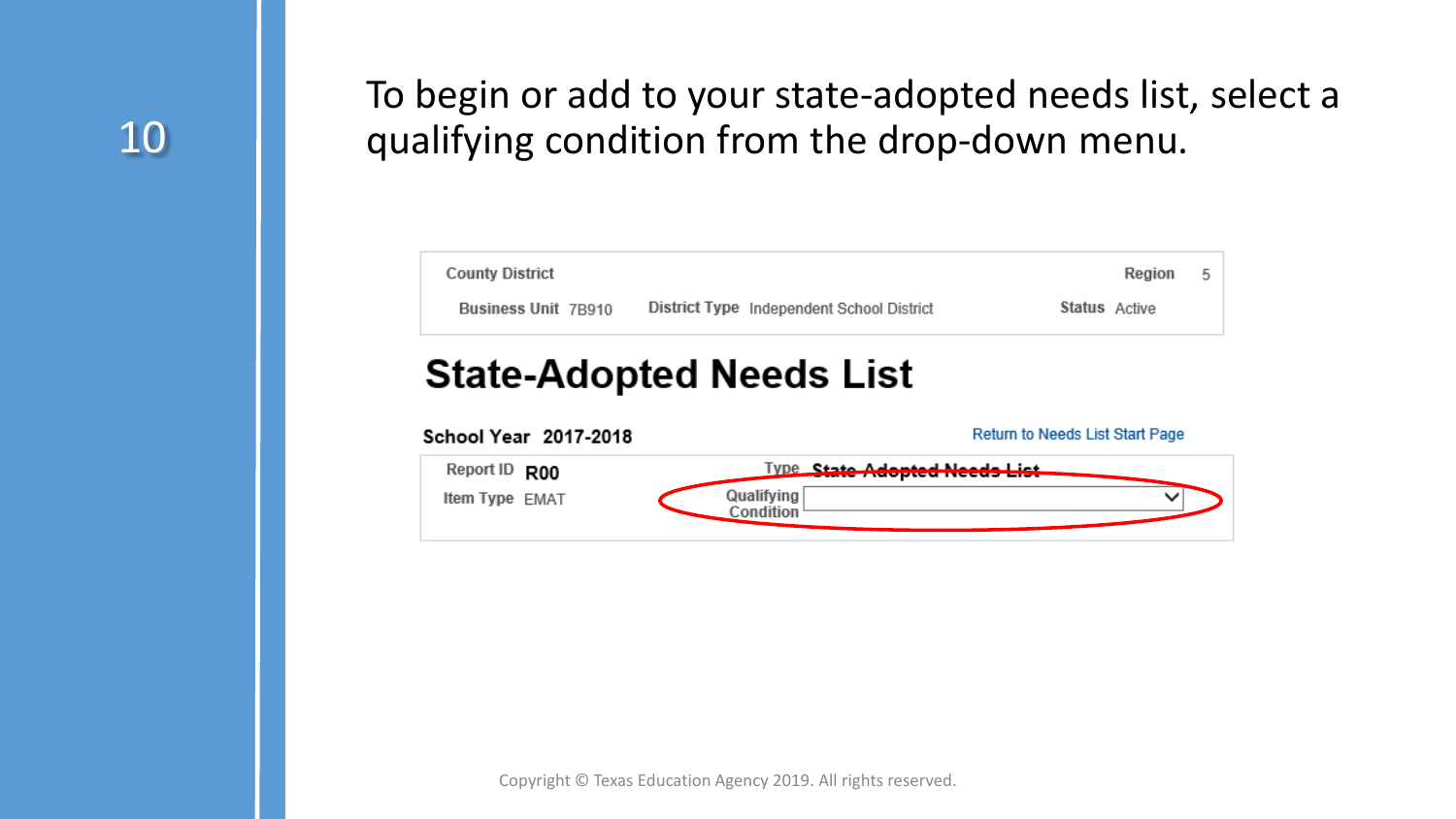To begin or add to your state-adopted needs list, select a qualifying condition from the drop-down menu.

County District | | Region 5
---|---|---
Business Unit 7B910 | District Type Independent School District | Status Active

# State-Adopted Needs List

**School Year 2017-2018**

Return to Needs List Start Page

Report ID **R00** Type **State-Adopted Needs List**

Item Type EMAT Qualifying Condition

Copyright © Texas Education Agency 2019. All rights reserved.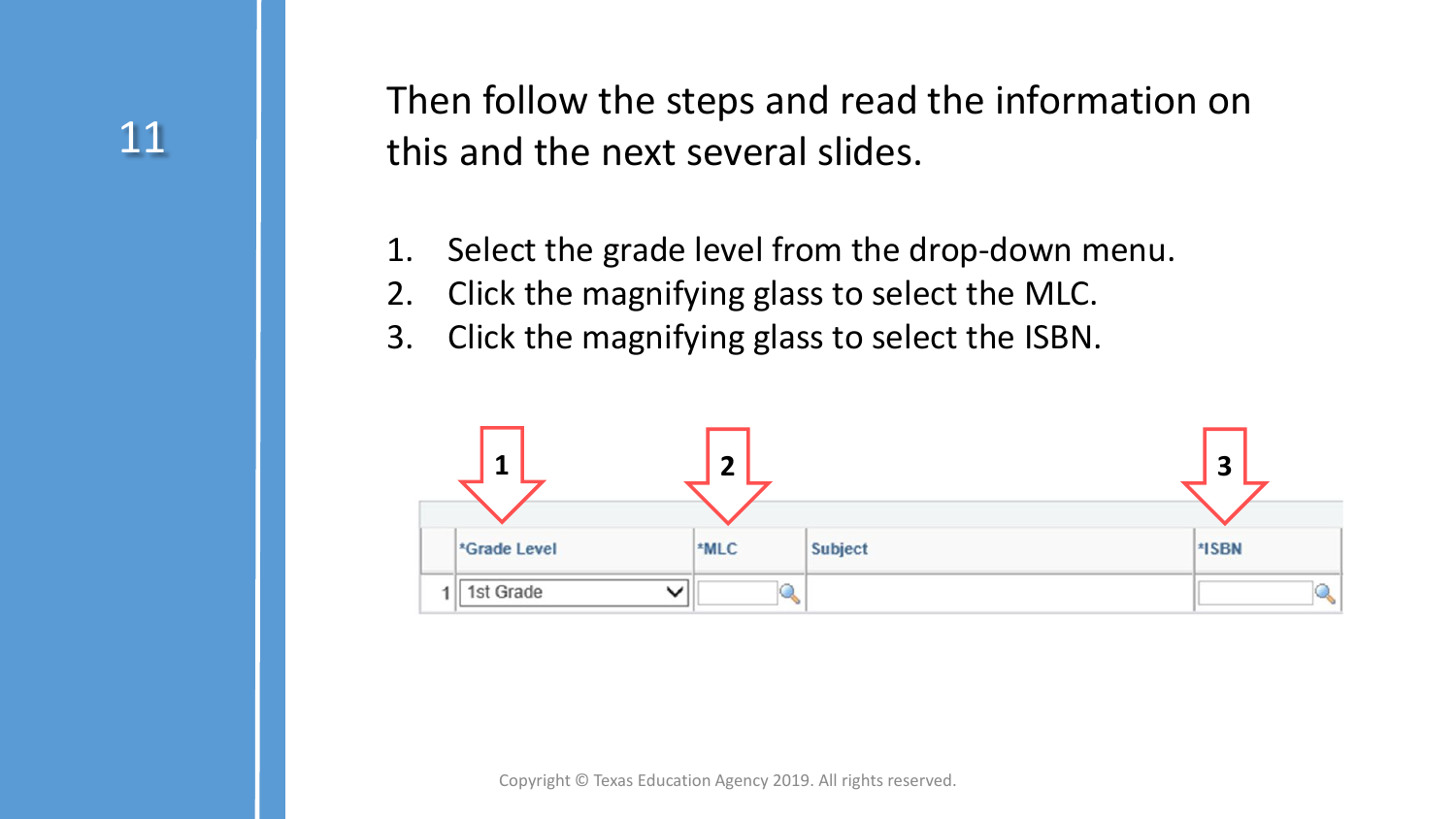Then follow the steps and read the information on this and the next several slides.

1. Select the grade level from the drop-down menu.
2. Click the magnifying glass to select the MLC.
3. Click the magnifying glass to select the ISBN.

| | *Grade Level | *MLC | Subject | *ISBN |
|---|---|---|---|---|
| 1 | 1st Grade | | | |

Copyright © Texas Education Agency 2019. All rights reserved.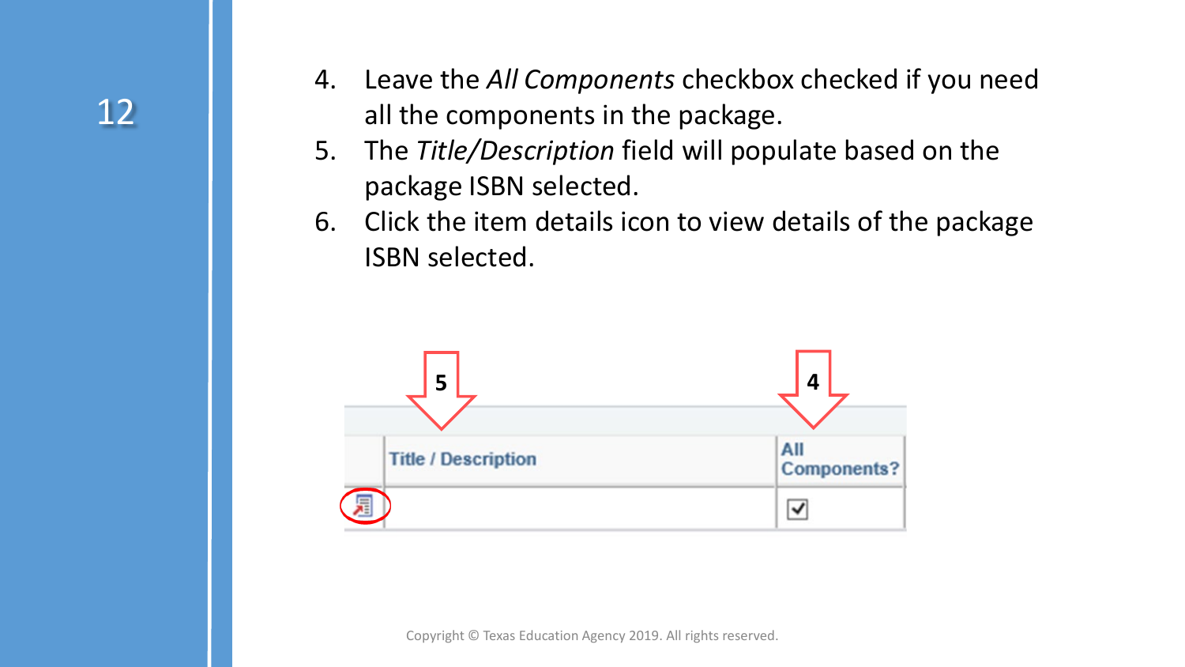4. Leave the *All Components* checkbox checked if you need all the components in the package.
5. The *Title/Description* field will populate based on the package ISBN selected.
6. Click the item details icon to view details of the package ISBN selected.

| | Title / Description | All Components? |
|---|---|---|
| | | ☑ |

Copyright © Texas Education Agency 2019. All rights reserved.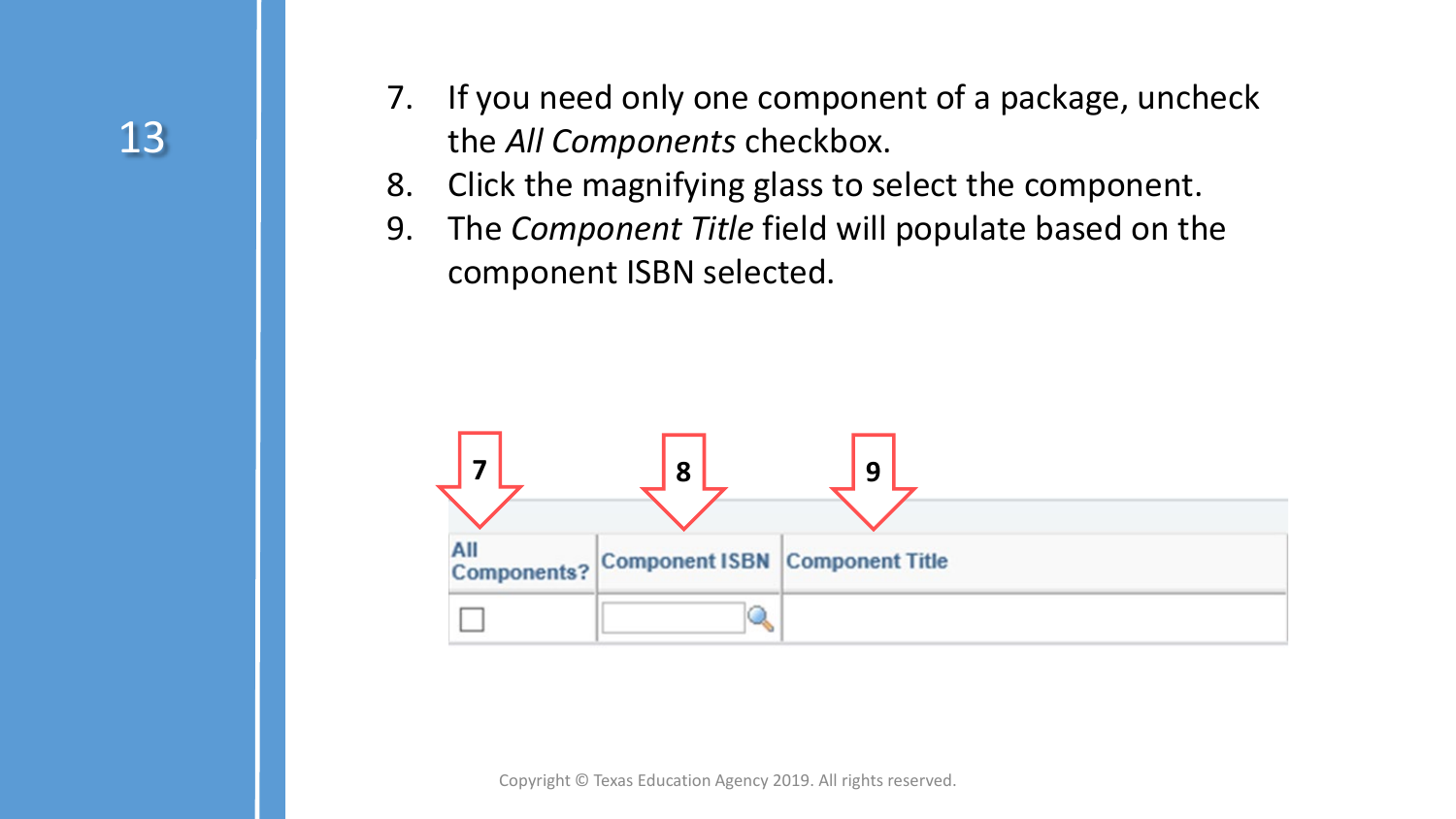7. If you need only one component of a package, uncheck the *All Components* checkbox.
8. Click the magnifying glass to select the component.
9. The *Component Title* field will populate based on the component ISBN selected.

| All Components? | Component ISBN | Component Title |
|---|---|---|
| ☐ | | |

Copyright © Texas Education Agency 2019. All rights reserved.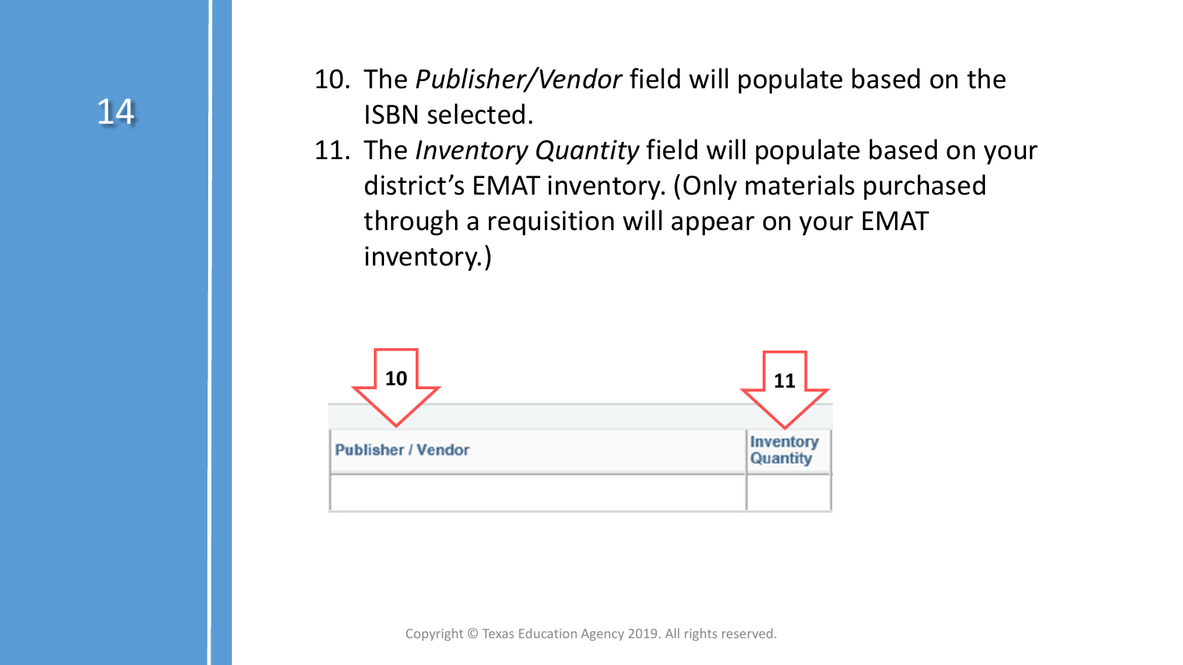10. The *Publisher/Vendor* field will populate based on the ISBN selected.
11. The *Inventory Quantity* field will populate based on your district's EMAT inventory. (Only materials purchased through a requisition will appear on your EMAT inventory.)

| Publisher / Vendor (10) | Inventory Quantity (11) |
|---|---|
| | |

Copyright © Texas Education Agency 2019. All rights reserved.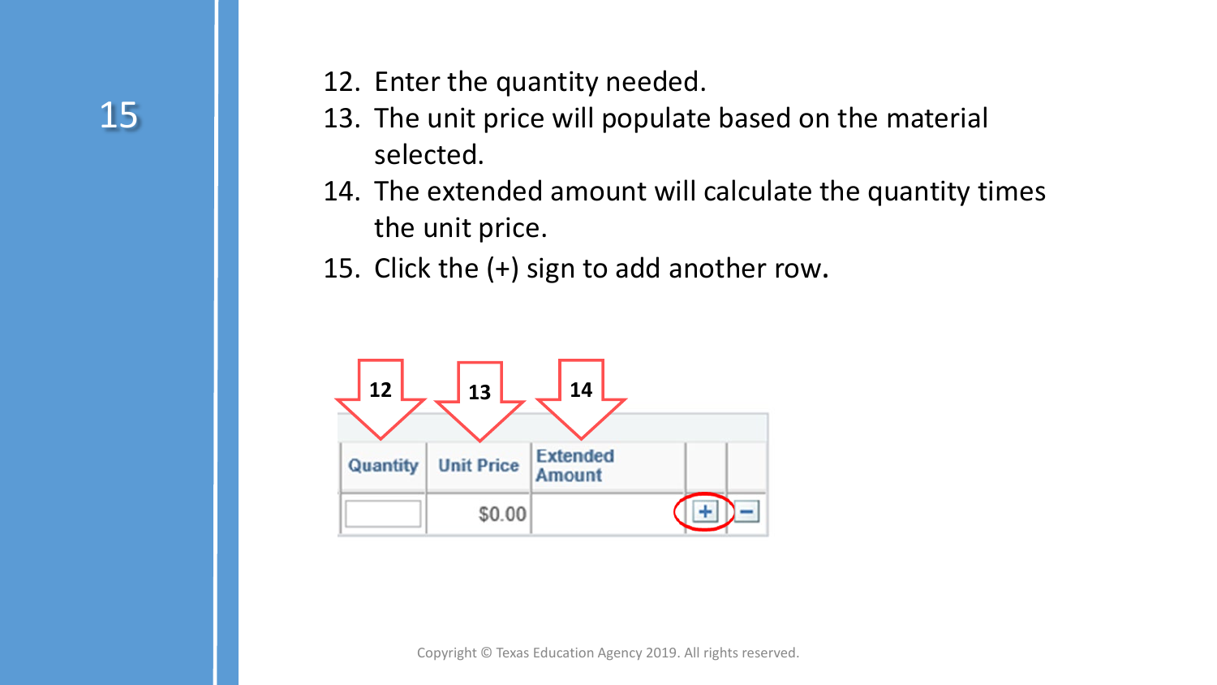12. Enter the quantity needed.
13. The unit price will populate based on the material selected.
14. The extended amount will calculate the quantity times the unit price.
15. Click the (+) sign to add another row.

| Quantity | Unit Price | Extended Amount | | |
|---|---|---|---|---|
| | $0.00 | | + | − |

Copyright © Texas Education Agency 2019. All rights reserved.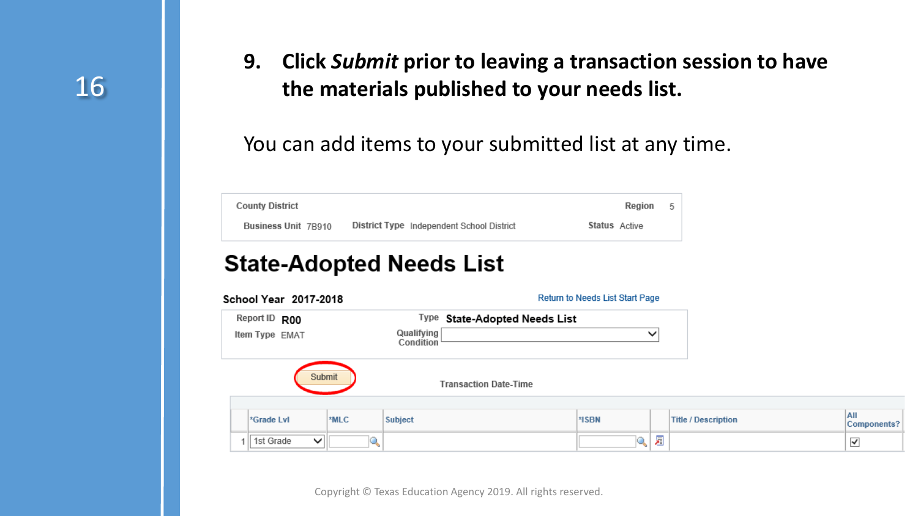9. **Click *Submit* prior to leaving a transaction session to have the materials published to your needs list.**

You can add items to your submitted list at any time.

County District | Region 5

Business Unit 7B910 | District Type Independent School District | Status Active

## State-Adopted Needs List

**School Year 2017-2018** | Return to Needs List Start Page

Report ID **R00** | Type **State-Adopted Needs List**

Item Type EMAT | Qualifying Condition

Submit

Transaction Date-Time

| | *Grade Lvl | *MLC | Subject | *ISBN | | Title / Description | All Components? |
|---|---|---|---|---|---|---|---|
| 1 | 1st Grade | | | | | | ☑ |

Copyright © Texas Education Agency 2019. All rights reserved.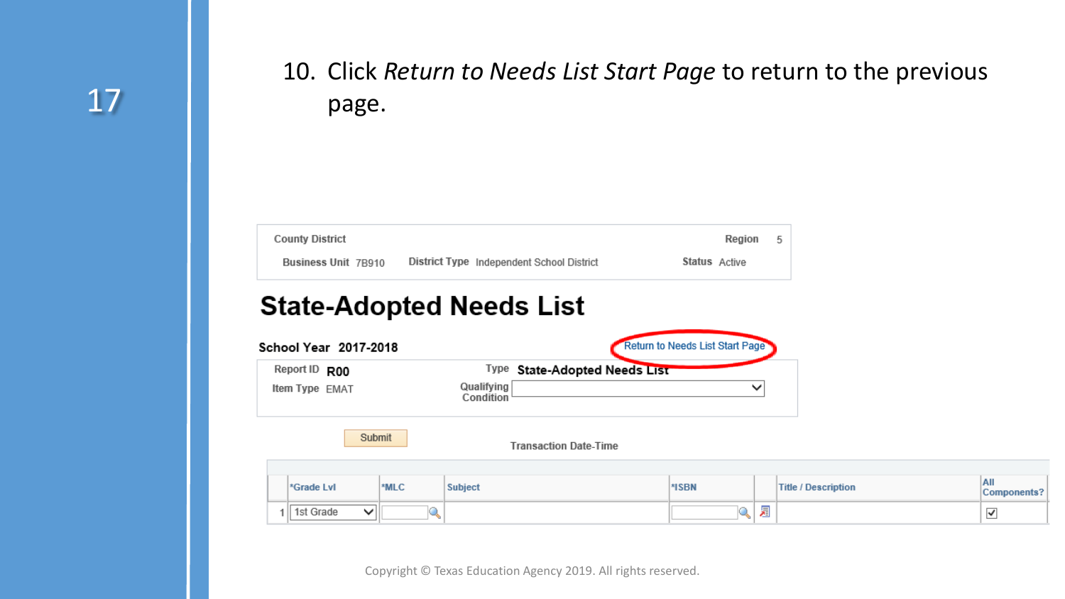10. Click *Return to Needs List Start Page* to return to the previous page.

County District | Region 5

Business Unit 7B910 | District Type Independent School District | Status Active

# State-Adopted Needs List

**School Year 2017-2018** | Return to Needs List Start Page

Report ID **R00** | Type **State-Adopted Needs List**

Item Type EMAT | Qualifying Condition

Submit | Transaction Date-Time

| | *Grade Lvl | *MLC | Subject | *ISBN | | Title / Description | All Components? |
|---|---|---|---|---|---|---|---|
| 1 | 1st Grade | | | | | | ☑ |

Copyright © Texas Education Agency 2019. All rights reserved.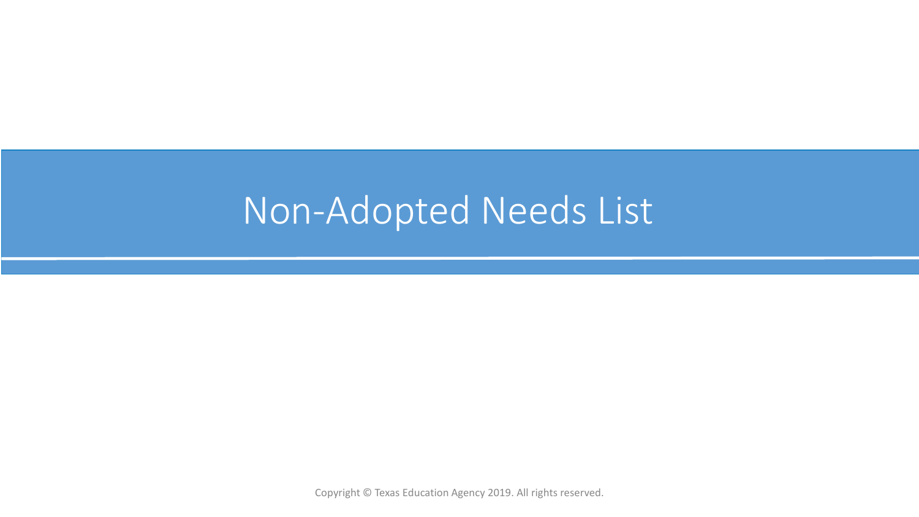# Non-Adopted Needs List

Copyright © Texas Education Agency 2019. All rights reserved.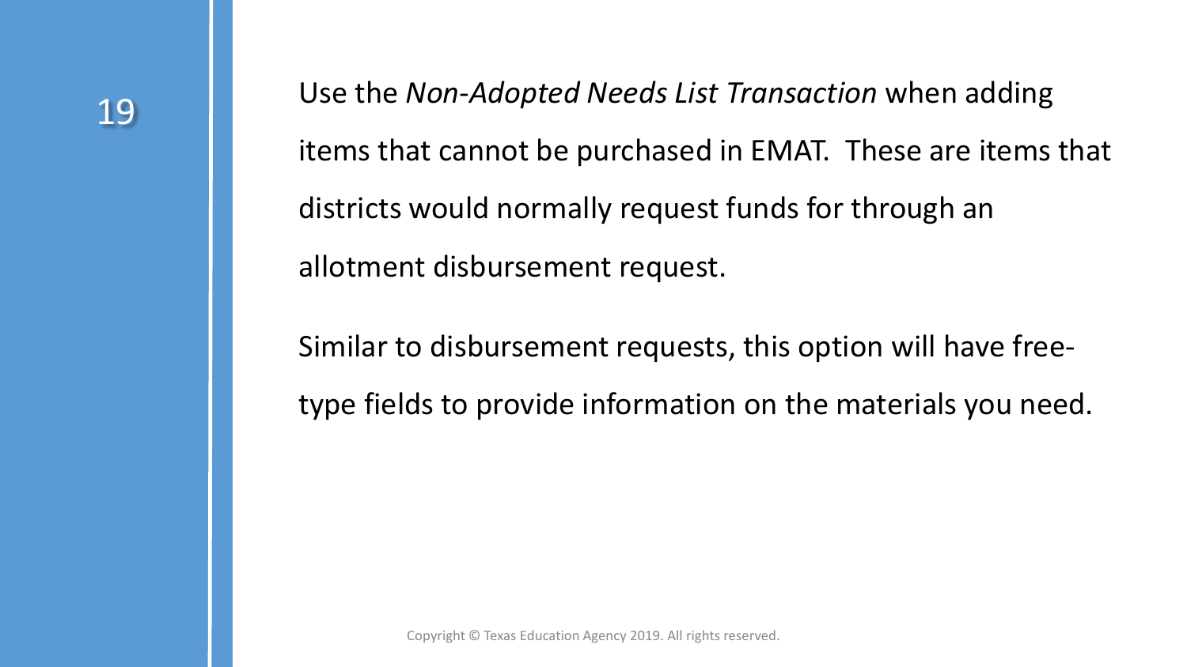Use the *Non-Adopted Needs List Transaction* when adding items that cannot be purchased in EMAT. These are items that districts would normally request funds for through an allotment disbursement request.

Similar to disbursement requests, this option will have free-type fields to provide information on the materials you need.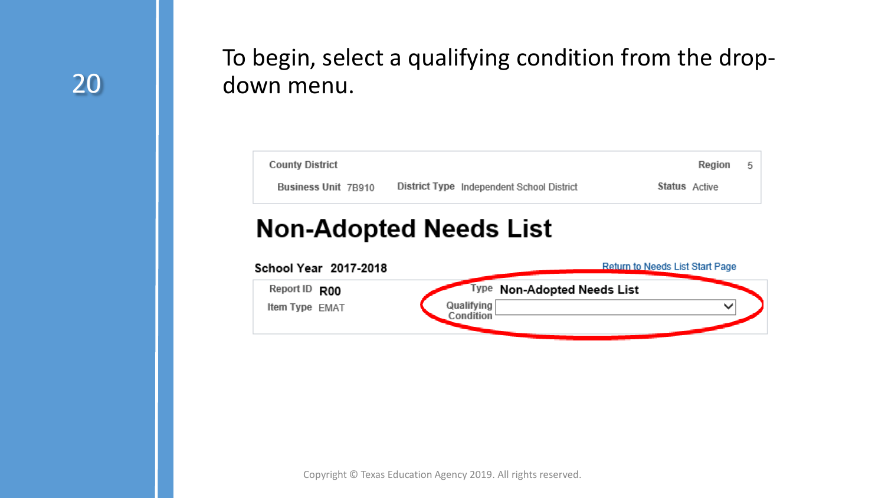To begin, select a qualifying condition from the drop-down menu.

County District | Region 5

Business Unit 7B910 | District Type Independent School District | Status Active

# Non-Adopted Needs List

School Year 2017-2018

Return to Needs List Start Page

Report ID **R00**

Item Type EMAT

Type **Non-Adopted Needs List**

Qualifying Condition

Copyright © Texas Education Agency 2019. All rights reserved.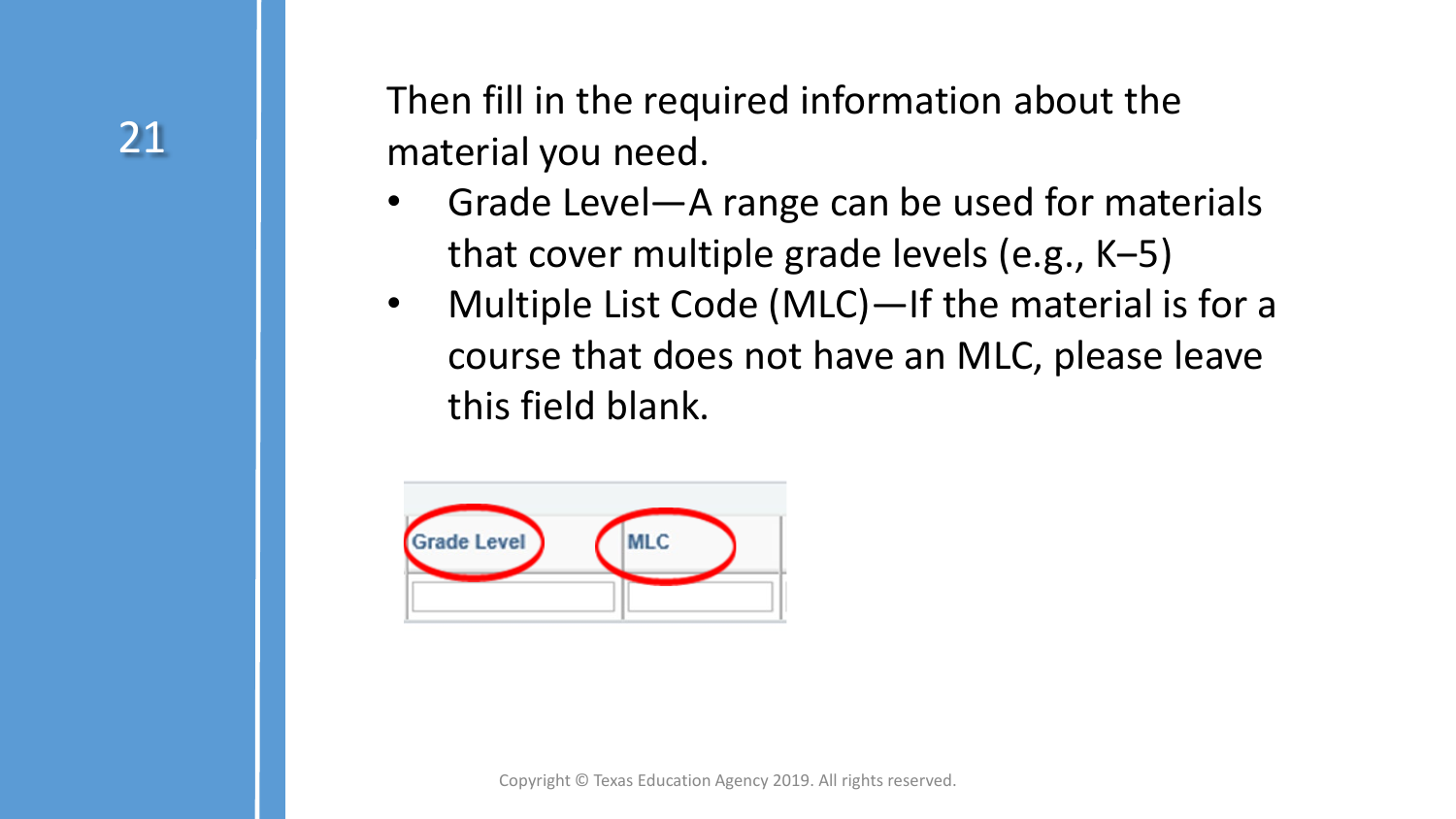Then fill in the required information about the material you need.

- Grade Level—A range can be used for materials that cover multiple grade levels (e.g., K–5)
- Multiple List Code (MLC)—If the material is for a course that does not have an MLC, please leave this field blank.

| Grade Level | MLC |
| --- | --- |
| | |

Copyright © Texas Education Agency 2019. All rights reserved.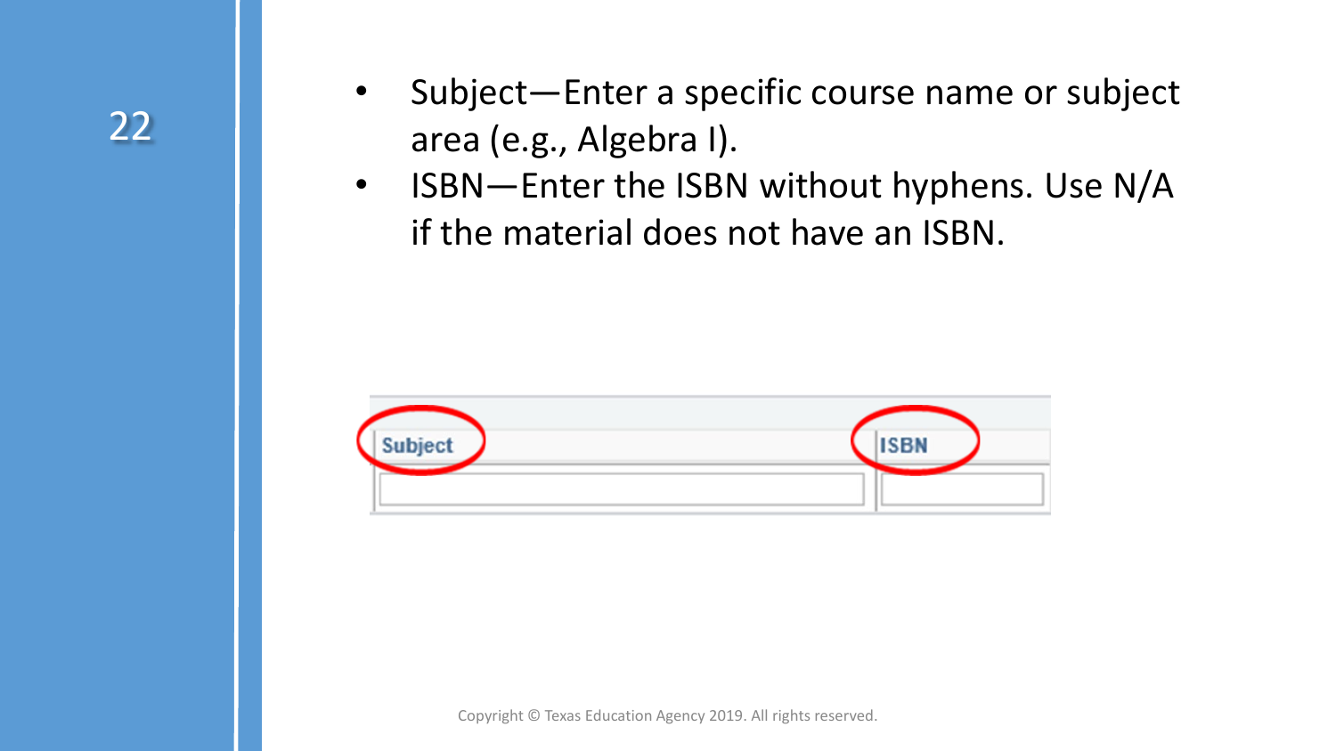- Subject—Enter a specific course name or subject area (e.g., Algebra I).
- ISBN—Enter the ISBN without hyphens. Use N/A if the material does not have an ISBN.

| Subject | ISBN |
| --- | --- |
| | |

Copyright © Texas Education Agency 2019. All rights reserved.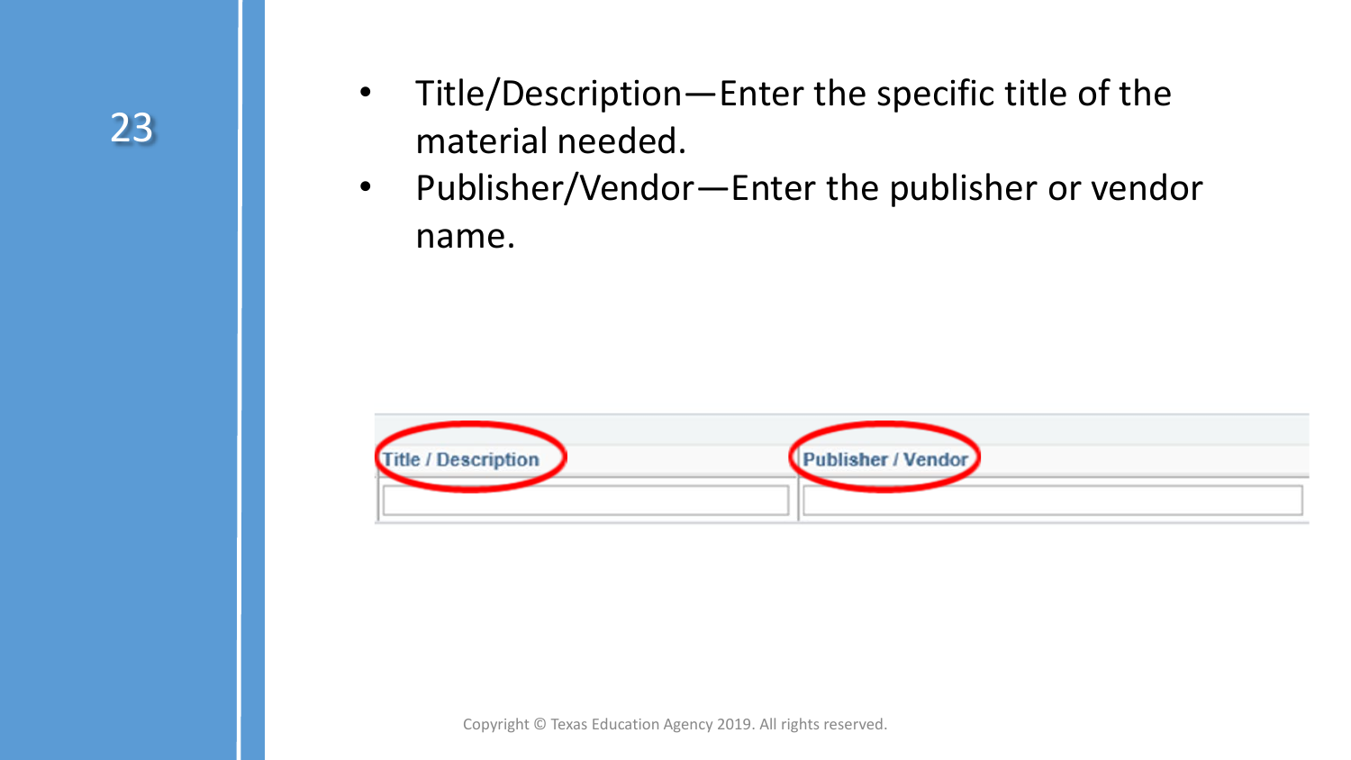- Title/Description—Enter the specific title of the material needed.
- Publisher/Vendor—Enter the publisher or vendor name.

| Title / Description | Publisher / Vendor |
| --- | --- |
| | |

Copyright © Texas Education Agency 2019. All rights reserved.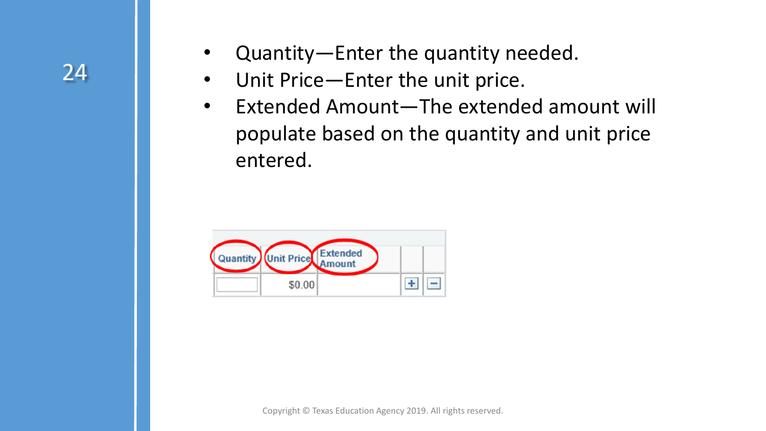- Quantity—Enter the quantity needed.
- Unit Price—Enter the unit price.
- Extended Amount—The extended amount will populate based on the quantity and unit price entered.

| Quantity | Unit Price | Extended Amount | | |
|---|---|---|---|---|
| | $0.00 | | + | − |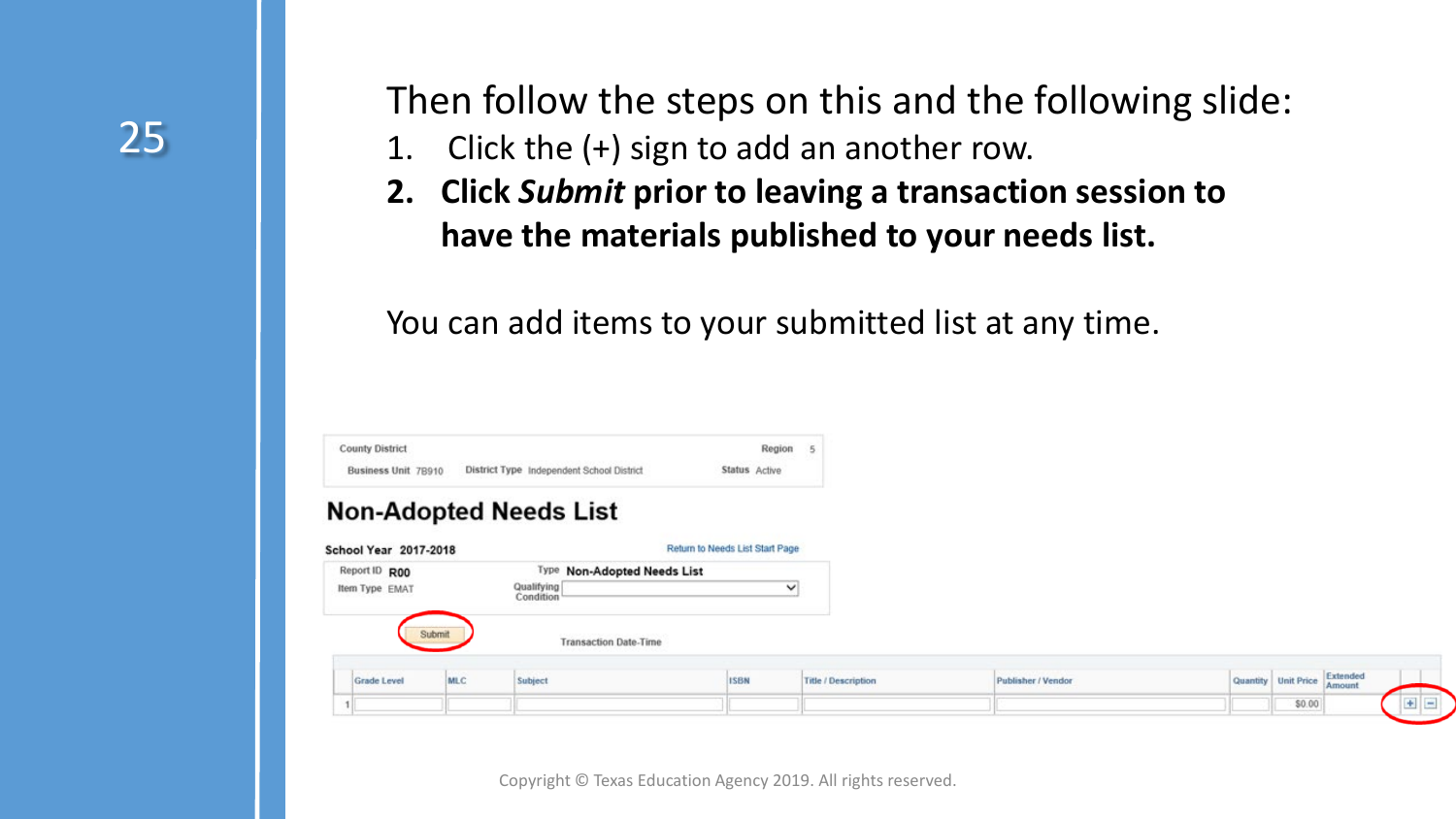Then follow the steps on this and the following slide:

1. Click the (+) sign to add an another row.
2. **Click *Submit* prior to leaving a transaction session to have the materials published to your needs list.**

You can add items to your submitted list at any time.

County District

Business Unit 7B910 | District Type Independent School District | Region 5 | Status Active

## Non-Adopted Needs List

School Year 2017-2018 | Return to Needs List Start Page

Report ID R00 | Type Non-Adopted Needs List

Item Type EMAT | Qualifying Condition

Submit | Transaction Date-Time

| | Grade Level | MLC | Subject | ISBN | Title / Description | Publisher / Vendor | Quantity | Unit Price | Extended Amount | |
|---|---|---|---|---|---|---|---|---|---|---|
| 1 | | | | | | | | $0.00 | | + − |

Copyright © Texas Education Agency 2019. All rights reserved.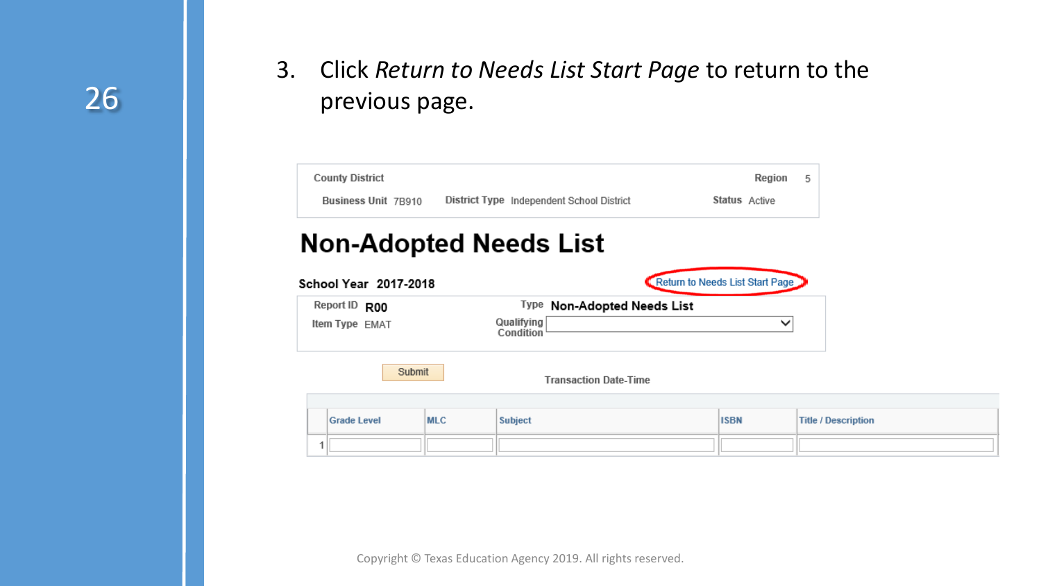3. Click *Return to Needs List Start Page* to return to the previous page.

County District　　　　　　　　　　　　　　　　　　Region 5

Business Unit 7B910　District Type Independent School District　Status Active

# Non-Adopted Needs List

**School Year 2017-2018**　　　　Return to Needs List Start Page

Report ID **R00**　　　Type **Non-Adopted Needs List**

Item Type EMAT　　　Qualifying Condition

Submit　　　Transaction Date-Time

| | Grade Level | MLC | Subject | ISBN | Title / Description |
|---|---|---|---|---|---|
| 1 | | | | | |

Copyright © Texas Education Agency 2019. All rights reserved.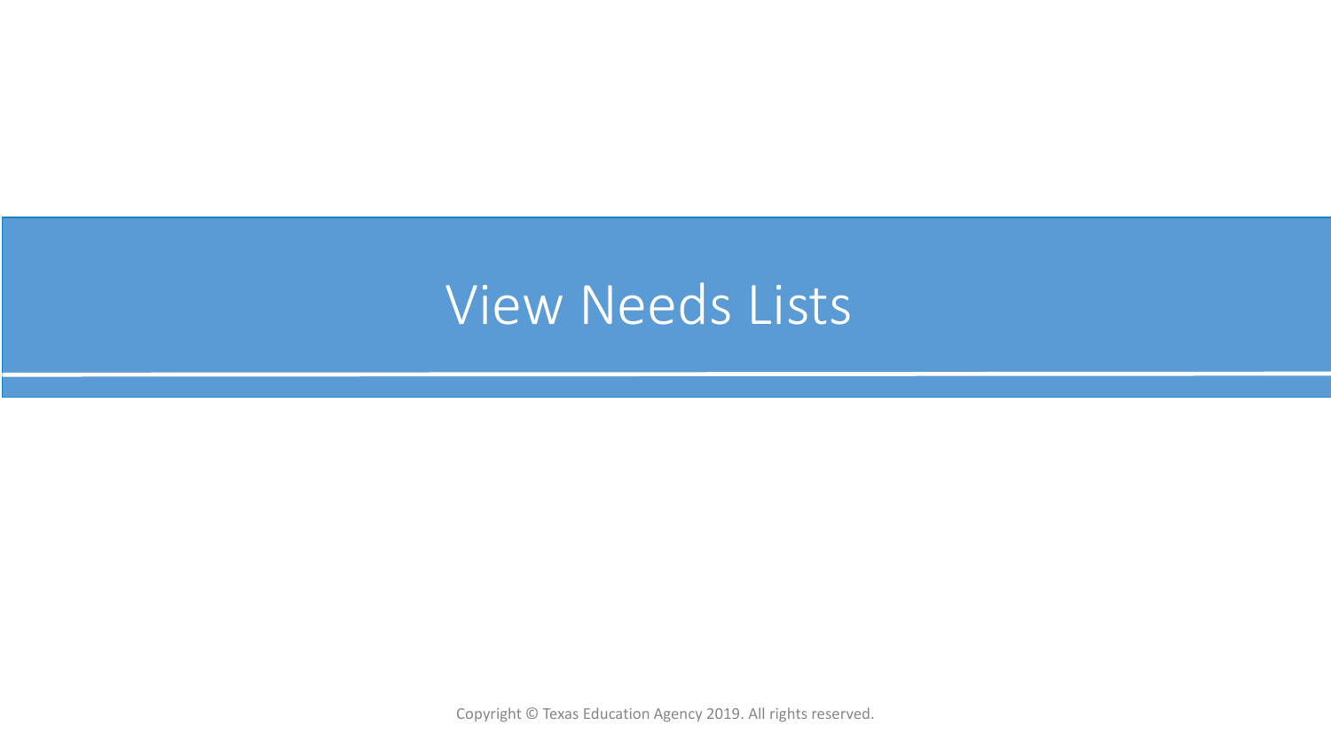# View Needs Lists

Copyright © Texas Education Agency 2019. All rights reserved.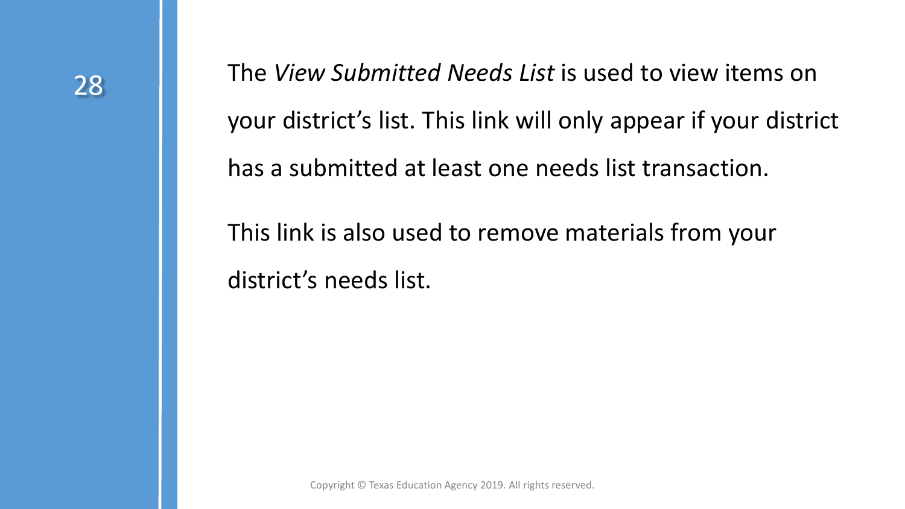The *View Submitted Needs List* is used to view items on your district's list. This link will only appear if your district has a submitted at least one needs list transaction.

This link is also used to remove materials from your district's needs list.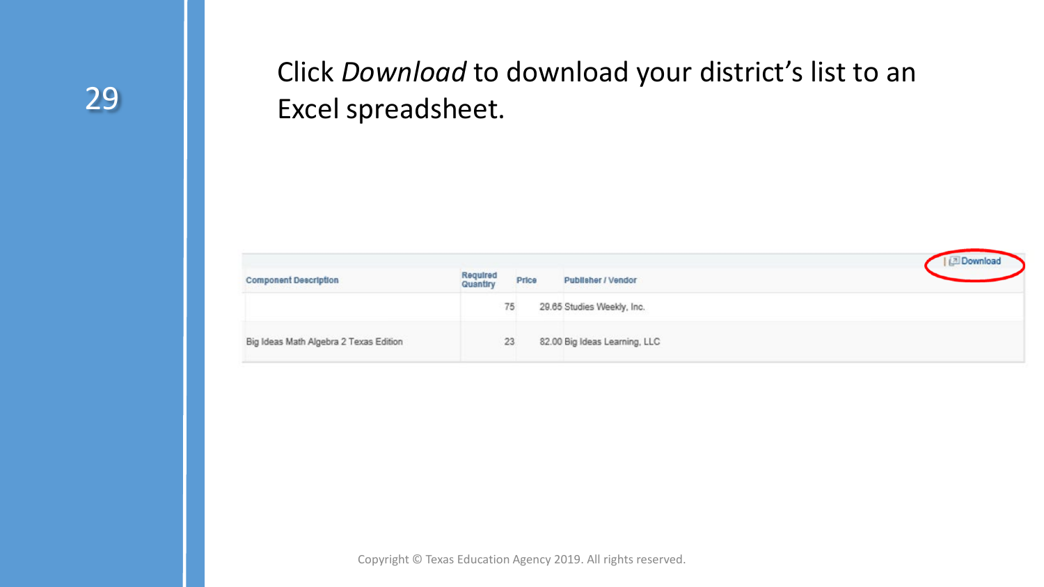Click *Download* to download your district's list to an Excel spreadsheet.

| Component Description | Required Quantity | Price | Publisher / Vendor |
|---|---|---|---|
| | 75 | 29.65 | Studies Weekly, Inc. |
| Big Ideas Math Algebra 2 Texas Edition | 23 | 82.00 | Big Ideas Learning, LLC |

Download

Copyright © Texas Education Agency 2019. All rights reserved.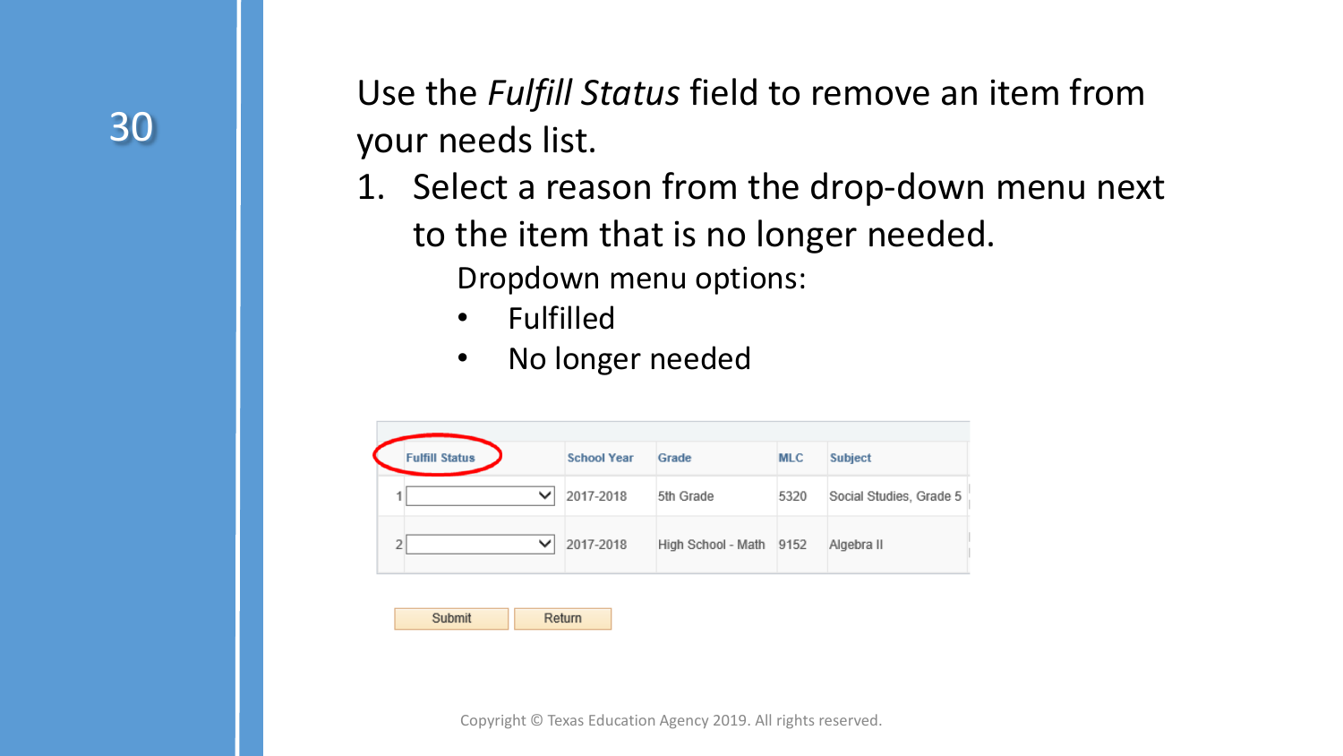Use the *Fulfill Status* field to remove an item from your needs list.

1. Select a reason from the drop-down menu next to the item that is no longer needed.

   Dropdown menu options:

   - Fulfilled
   - No longer needed

| | Fulfill Status | School Year | Grade | MLC | Subject |
|---|---|---|---|---|---|
| 1 | | 2017-2018 | 5th Grade | 5320 | Social Studies, Grade 5 |
| 2 | | 2017-2018 | High School - Math | 9152 | Algebra II |

Submit Return

Copyright © Texas Education Agency 2019. All rights reserved.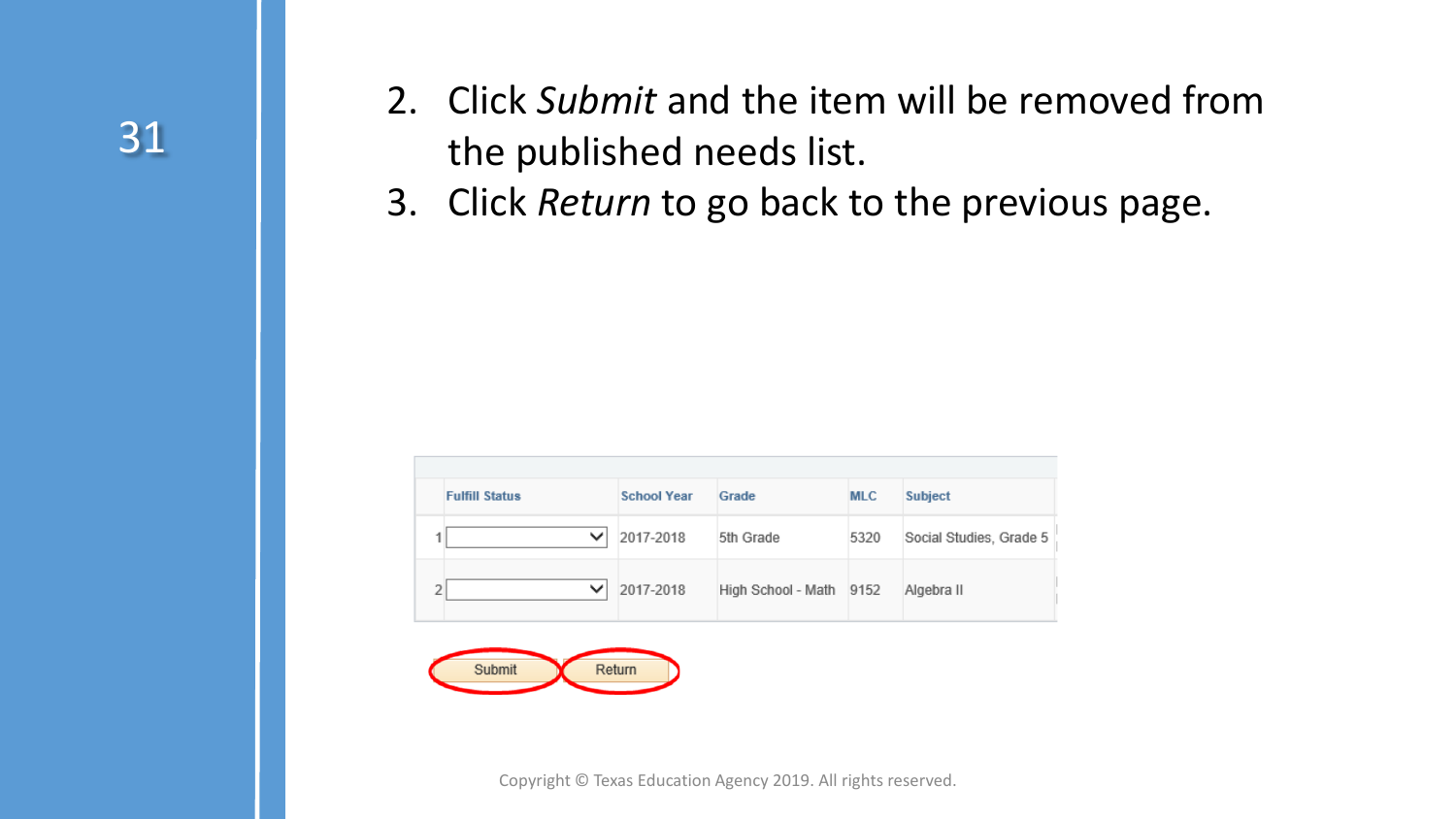2. Click *Submit* and the item will be removed from the published needs list.
3. Click *Return* to go back to the previous page.

| | Fulfill Status | School Year | Grade | MLC | Subject |
| --- | --- | --- | --- | --- | --- |
| 1 | | 2017-2018 | 5th Grade | 5320 | Social Studies, Grade 5 |
| 2 | | 2017-2018 | High School - Math | 9152 | Algebra II |

Submit Return

Copyright © Texas Education Agency 2019. All rights reserved.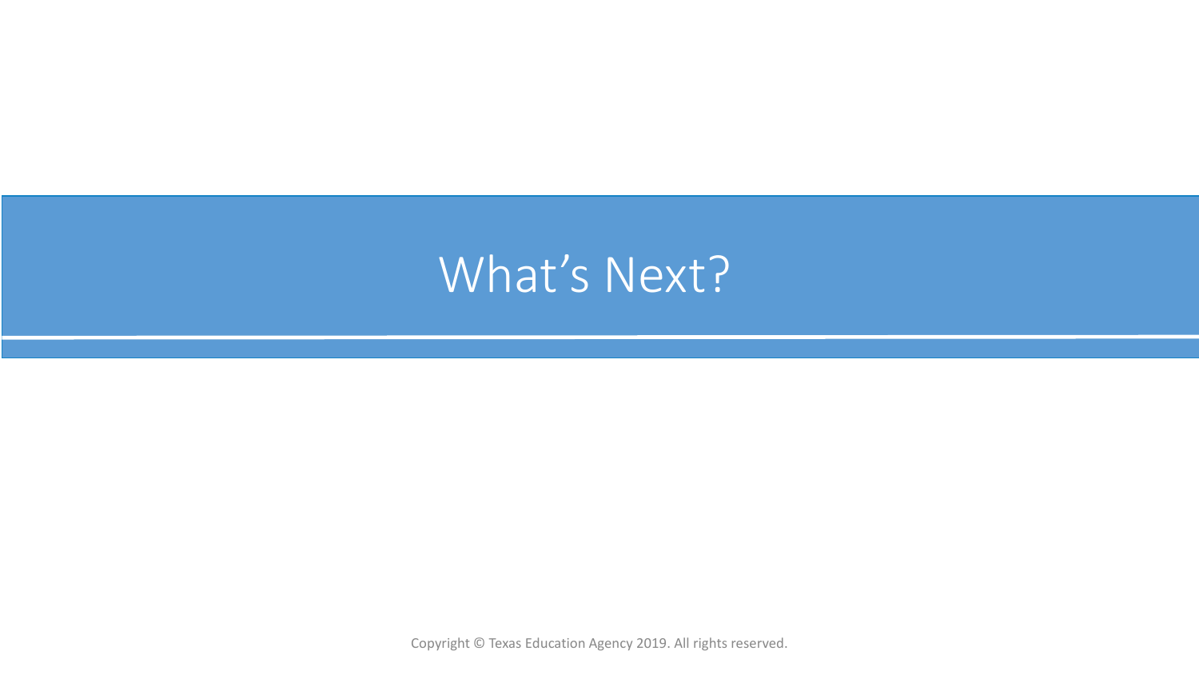# What’s Next?

Copyright © Texas Education Agency 2019. All rights reserved.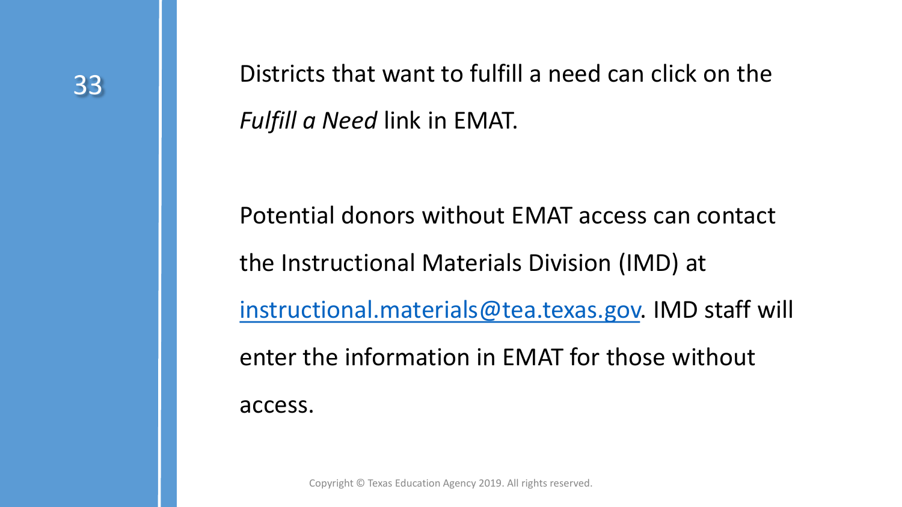Districts that want to fulfill a need can click on the *Fulfill a Need* link in EMAT.

Potential donors without EMAT access can contact the Instructional Materials Division (IMD) at [instructional.materials@tea.texas.gov](mailto:instructional.materials@tea.texas.gov). IMD staff will enter the information in EMAT for those without access.

Copyright © Texas Education Agency 2019. All rights reserved.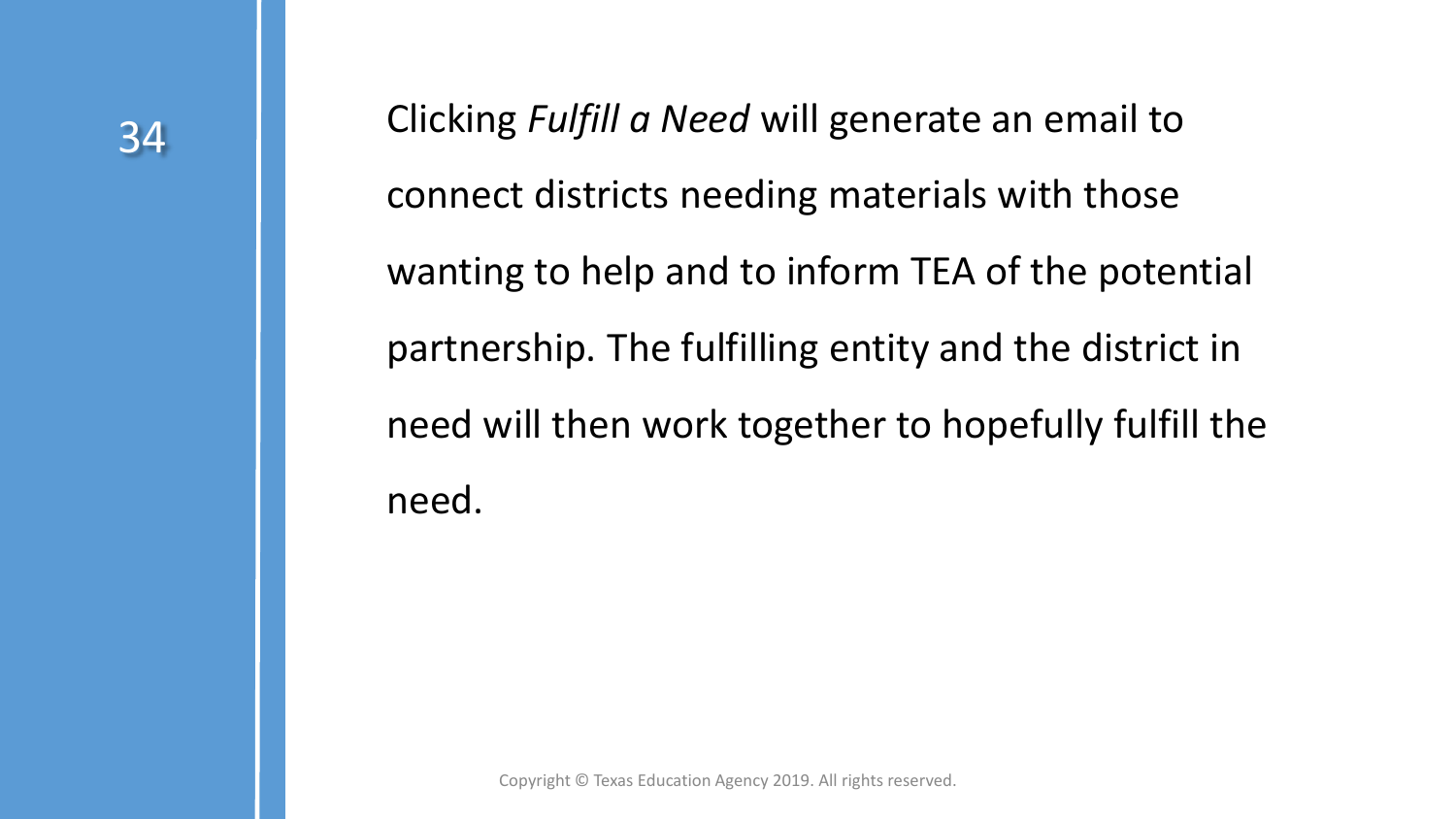Clicking *Fulfill a Need* will generate an email to connect districts needing materials with those wanting to help and to inform TEA of the potential partnership. The fulfilling entity and the district in need will then work together to hopefully fulfill the need.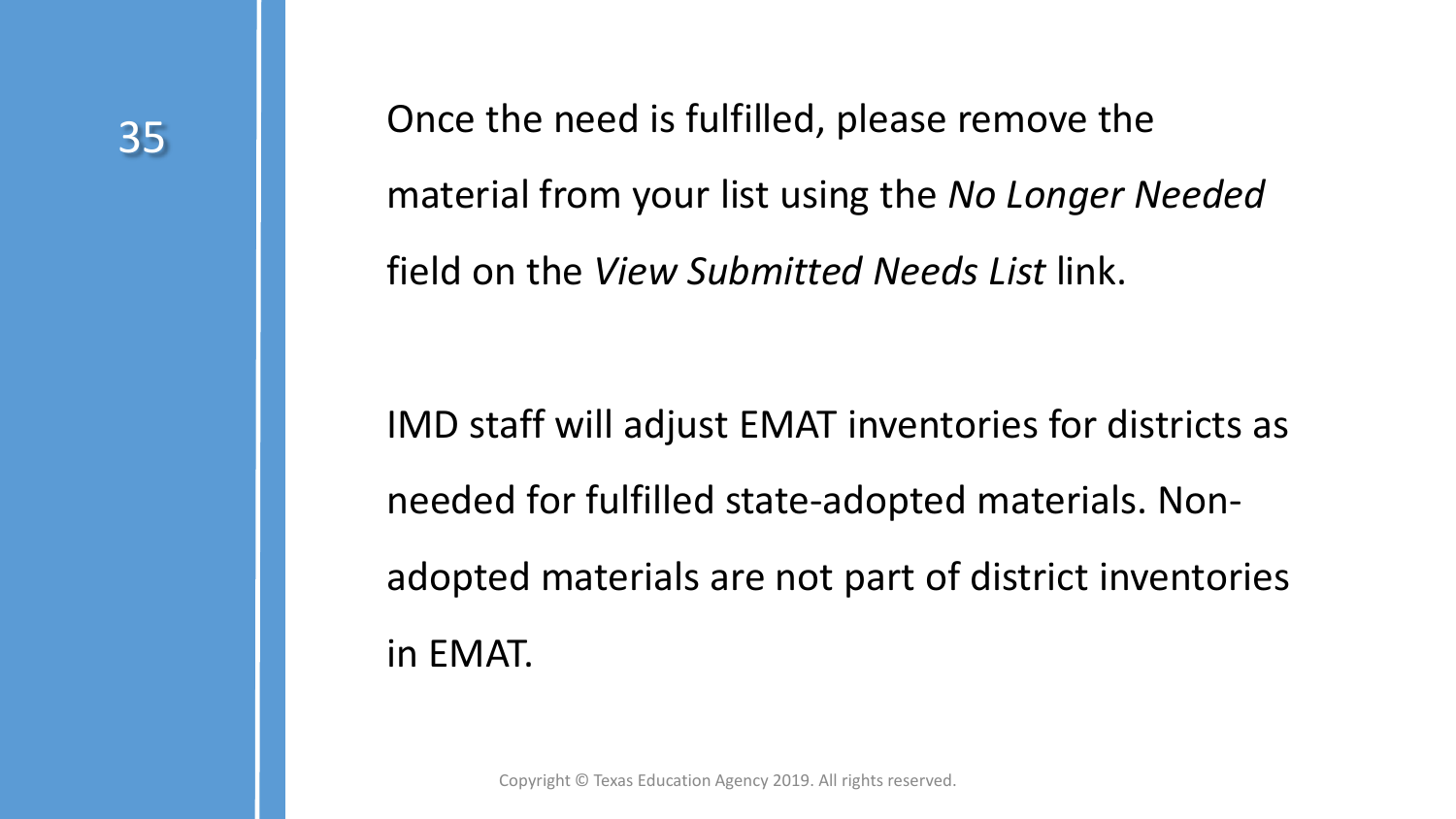Once the need is fulfilled, please remove the material from your list using the *No Longer Needed* field on the *View Submitted Needs List* link.

IMD staff will adjust EMAT inventories for districts as needed for fulfilled state-adopted materials. Non-adopted materials are not part of district inventories in EMAT.

Copyright © Texas Education Agency 2019. All rights reserved.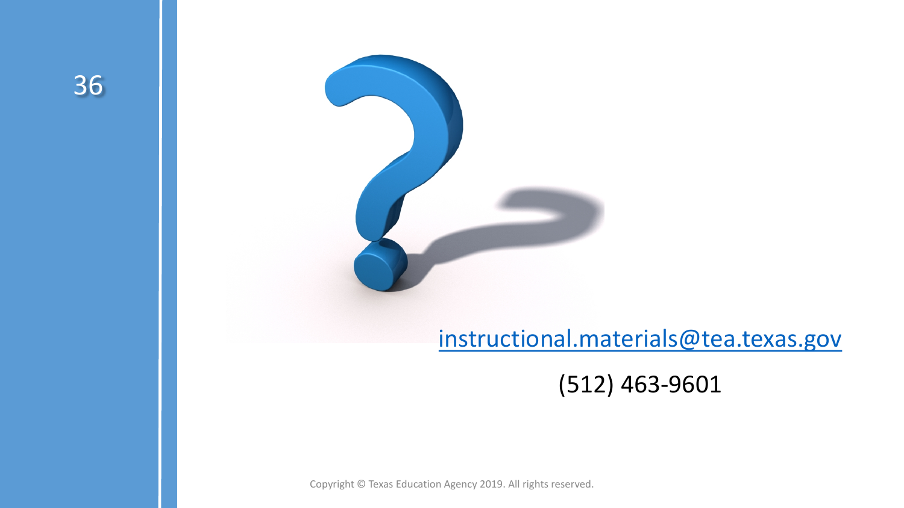instructional.materials@tea.texas.gov

(512) 463-9601

Copyright © Texas Education Agency 2019. All rights reserved.